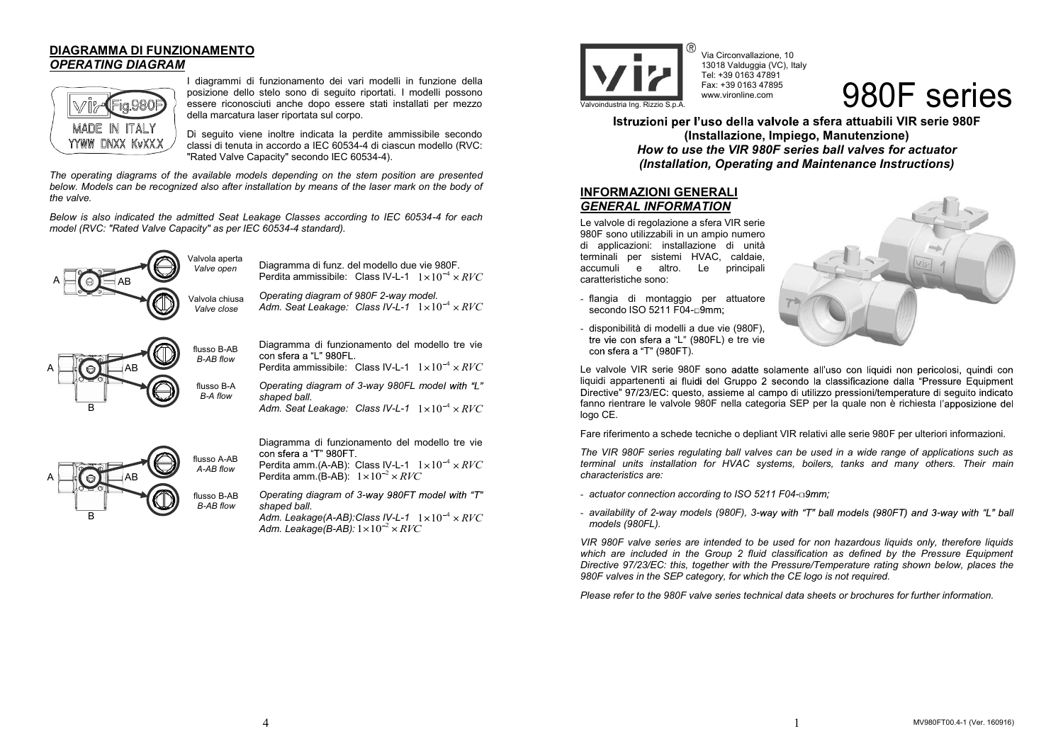## DIAGRAMMA DI FUNZIONAMENTO
### *OPERATING DIAGRAM*

I diagrammi di funzionamento dei vari modelli in funzione della posizione dello stelo sono di seguito riportati. I modelli possono essere riconosciuti anche dopo essere stati installati per mezzo della marcatura laser riportata sul corpo.

Di seguito viene inoltre indicata la perdite ammissibile secondo classi di tenuta in accordo a IEC 60534-4 di ciascun modello (RVC: "Rated Valve Capacity" secondo IEC 60534-4).

*The operating diagrams of the available models depending on the stem position are presented below. Models can be recognized also after installation by means of the laser mark on the body of the valve.*

*Below is also indicated the admitted Seat Leakage Classes according to IEC 60534-4 for each model (RVC: "Rated Valve Capacity" as per IEC 60534-4 standard).*

Valvola aperta / *Valve open*
Valvola chiusa / *Valve close*

Diagramma di funz. del modello due vie 980F.
Perdita ammissibile: Class IV-L-1 $1\times10^{-4}\times RVC$

*Operating diagram of 980F 2-way model.*
*Adm. Seat Leakage: Class IV-L-1* $1\times10^{-4}\times RVC$

flusso B-AB / *B-AB flow*
flusso B-A / *B-A flow*

Diagramma di funzionamento del modello tre vie con sfera a "L" 980FL.
Perdita ammissibile: Class IV-L-1 $1\times10^{-4}\times RVC$

*Operating diagram of 3-way 980FL model with "L" shaped ball.*
*Adm. Seat Leakage: Class IV-L-1* $1\times10^{-4}\times RVC$

flusso A-AB / *A-AB flow*
flusso B-AB / *B-AB flow*

Diagramma di funzionamento del modello tre vie con sfera a "T" 980FT.
Perdita amm.(A-AB): Class IV-L-1 $1\times10^{-4}\times RVC$
Perdita amm.(B-AB): $1\times10^{-2}\times RVC$

*Operating diagram of 3-way 980FT model with "T" shaped ball.*
*Adm. Leakage(A-AB):Class IV-L-1* $1\times10^{-4}\times RVC$
*Adm. Leakage(B-AB):* $1\times10^{-2}\times RVC$

Valvoindustria Ing. Rizzio S.p.A.
Via Circonvallazione, 10
13018 Valduggia (VC), Italy
Tel: +39 0163 47891
Fax: +39 0163 47895
www.vironline.com

# 980F series

**Istruzioni per l'uso della valvole a sfera attuabili VIR serie 980F**
**(Installazione, Impiego, Manutenzione)**
***How to use the VIR 980F series ball valves for actuator***
***(Installation, Operating and Maintenance Instructions)***

## INFORMAZIONI GENERALI
### *GENERAL INFORMATION*

Le valvole di regolazione a sfera VIR serie 980F sono utilizzabili in un ampio numero di applicazioni: installazione di unità terminali per sistemi HVAC, caldaie, accumuli e altro. Le principali caratteristiche sono:

- flangia di montaggio per attuatore secondo ISO 5211 F04-□9mm;
- disponibilità di modelli a due vie (980F), tre vie con sfera a "L" (980FL) e tre vie con sfera a "T" (980FT).

Le valvole VIR serie 980F sono adatte solamente all'uso con liquidi non pericolosi, quindi con liquidi appartenenti ai fluidi del Gruppo 2 secondo la classificazione dalla "Pressure Equipment Directive" 97/23/EC: questo, assieme al campo di utilizzo pressioni/temperature di seguito indicato fanno rientrare le valvole 980F nella categoria SEP per la quale non è richiesta l'apposizione del logo CE.

Fare riferimento a schede tecniche o depliant VIR relativi alle serie 980F per ulteriori informazioni.

*The VIR 980F series regulating ball valves can be used in a wide range of applications such as terminal units installation for HVAC systems, boilers, tanks and many others. Their main characteristics are:*

- *actuator connection according to ISO 5211 F04-□9mm;*
- *availability of 2-way models (980F), 3-way with "T" ball models (980FT) and 3-way with "L" ball models (980FL).*

*VIR 980F valve series are intended to be used for non hazardous liquids only, therefore liquids which are included in the Group 2 fluid classification as defined by the Pressure Equipment Directive 97/23/EC: this, together with the Pressure/Temperature rating shown below, places the 980F valves in the SEP category, for which the CE logo is not required.*

*Please refer to the 980F valve series technical data sheets or brochures for further information.*

MV980FT00.4-1 (Ver. 160916)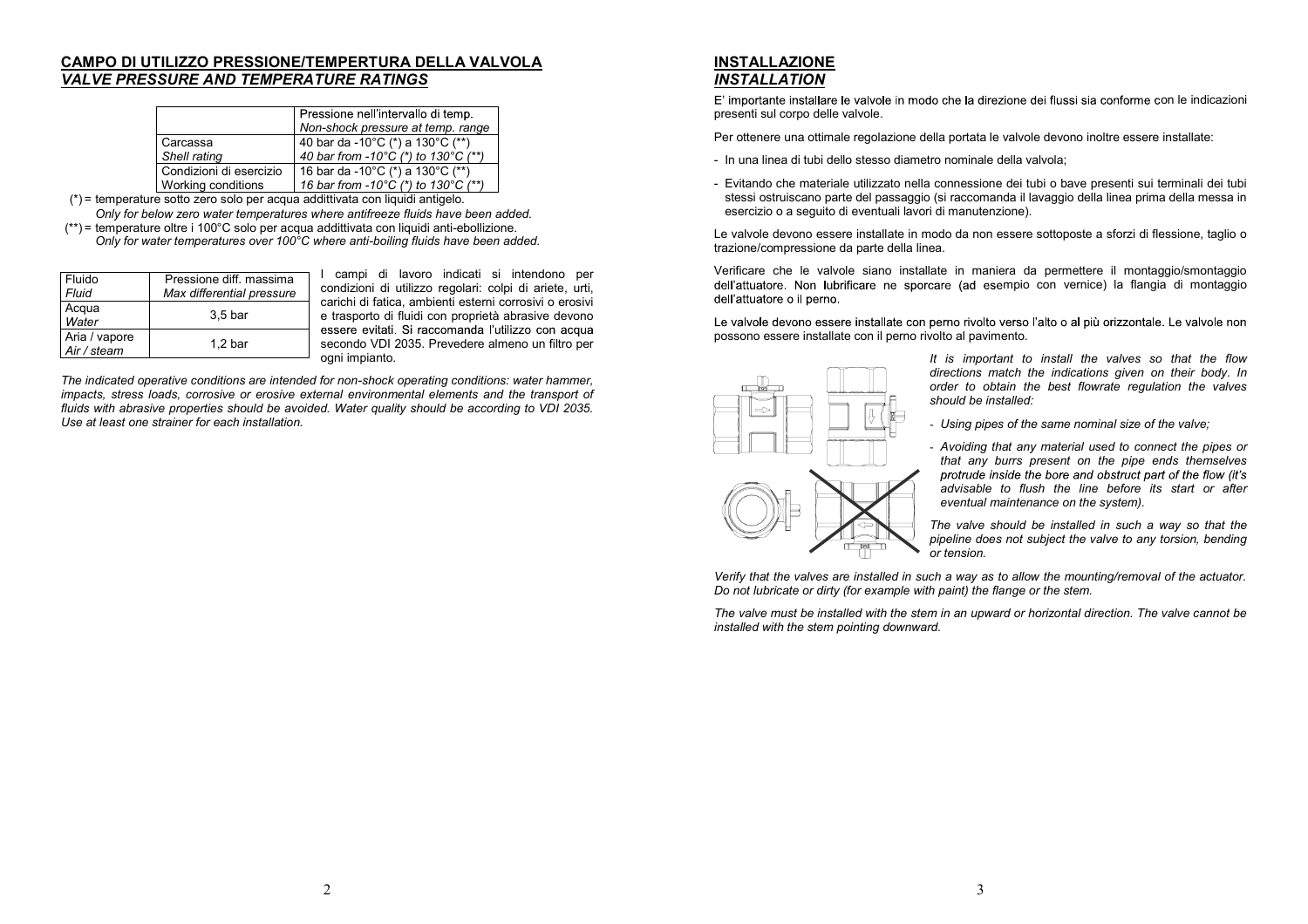## CAMPO DI UTILIZZO PRESSIONE/TEMPERTURA DELLA VALVOLA
## *VALVE PRESSURE AND TEMPERATURE RATINGS*

| | Pressione nell'intervallo di temp. *Non-shock pressure at temp. range* |
|---|---|
| Carcassa *Shell rating* | 40 bar da -10°C (*) a 130°C (**) *40 bar from -10°C (*) to 130°C (**)* |
| Condizioni di esercizio Working conditions | 16 bar da -10°C (*) a 130°C (**) *16 bar from -10°C (*) to 130°C (**)* |

(*) = temperature sotto zero solo per acqua addittivata con liquidi antigelo.
*Only for below zero water temperatures where antifreeze fluids have been added.*
(**) = temperature oltre i 100°C solo per acqua addittivata con liquidi anti-ebollizione.
*Only for water temperatures over 100°C where anti-boiling fluids have been added.*

| Fluido *Fluid* | Pressione diff. massima *Max differential pressure* |
|---|---|
| Acqua *Water* | 3,5 bar |
| Aria / vapore *Air / steam* | 1,2 bar |

I campi di lavoro indicati si intendono per condizioni di utilizzo regolari: colpi di ariete, urti, carichi di fatica, ambienti esterni corrosivi o erosivi e trasporto di fluidi con proprietà abrasive devono essere evitati. Si raccomanda l'utilizzo con acqua secondo VDI 2035. Prevedere almeno un filtro per ogni impianto.

*The indicated operative conditions are intended for non-shock operating conditions: water hammer, impacts, stress loads, corrosive or erosive external environmental elements and the transport of fluids with abrasive properties should be avoided. Water quality should be according to VDI 2035. Use at least one strainer for each installation.*

## INSTALLAZIONE
## *INSTALLATION*

E' importante installare le valvole in modo che la direzione dei flussi sia conforme con le indicazioni presenti sul corpo delle valvole.

Per ottenere una ottimale regolazione della portata le valvole devono inoltre essere installate:

- In una linea di tubi dello stesso diametro nominale della valvola;
- Evitando che materiale utilizzato nella connessione dei tubi o bave presenti sui terminali dei tubi stessi ostruiscano parte del passaggio (si raccomanda il lavaggio della linea prima della messa in esercizio o a seguito di eventuali lavori di manutenzione).

Le valvole devono essere installate in modo da non essere sottoposte a sforzi di flessione, taglio o trazione/compressione da parte della linea.

Verificare che le valvole siano installate in maniera da permettere il montaggio/smontaggio dell'attuatore. Non lubrificare ne sporcare (ad esempio con vernice) la flangia di montaggio dell'attuatore o il perno.

Le valvole devono essere installate con perno rivolto verso l'alto o al più orizzontale. Le valvole non possono essere installate con il perno rivolto al pavimento.

*It is important to install the valves so that the flow directions match the indications given on their body. In order to obtain the best flowrate regulation the valves should be installed:*

- *Using pipes of the same nominal size of the valve;*
- *Avoiding that any material used to connect the pipes or that any burrs present on the pipe ends themselves protrude inside the bore and obstruct part of the flow (it's advisable to flush the line before its start or after eventual maintenance on the system).*

*The valve should be installed in such a way so that the pipeline does not subject the valve to any torsion, bending or tension.*

*Verify that the valves are installed in such a way as to allow the mounting/removal of the actuator. Do not lubricate or dirty (for example with paint) the flange or the stem.*

*The valve must be installed with the stem in an upward or horizontal direction. The valve cannot be installed with the stem pointing downward.*